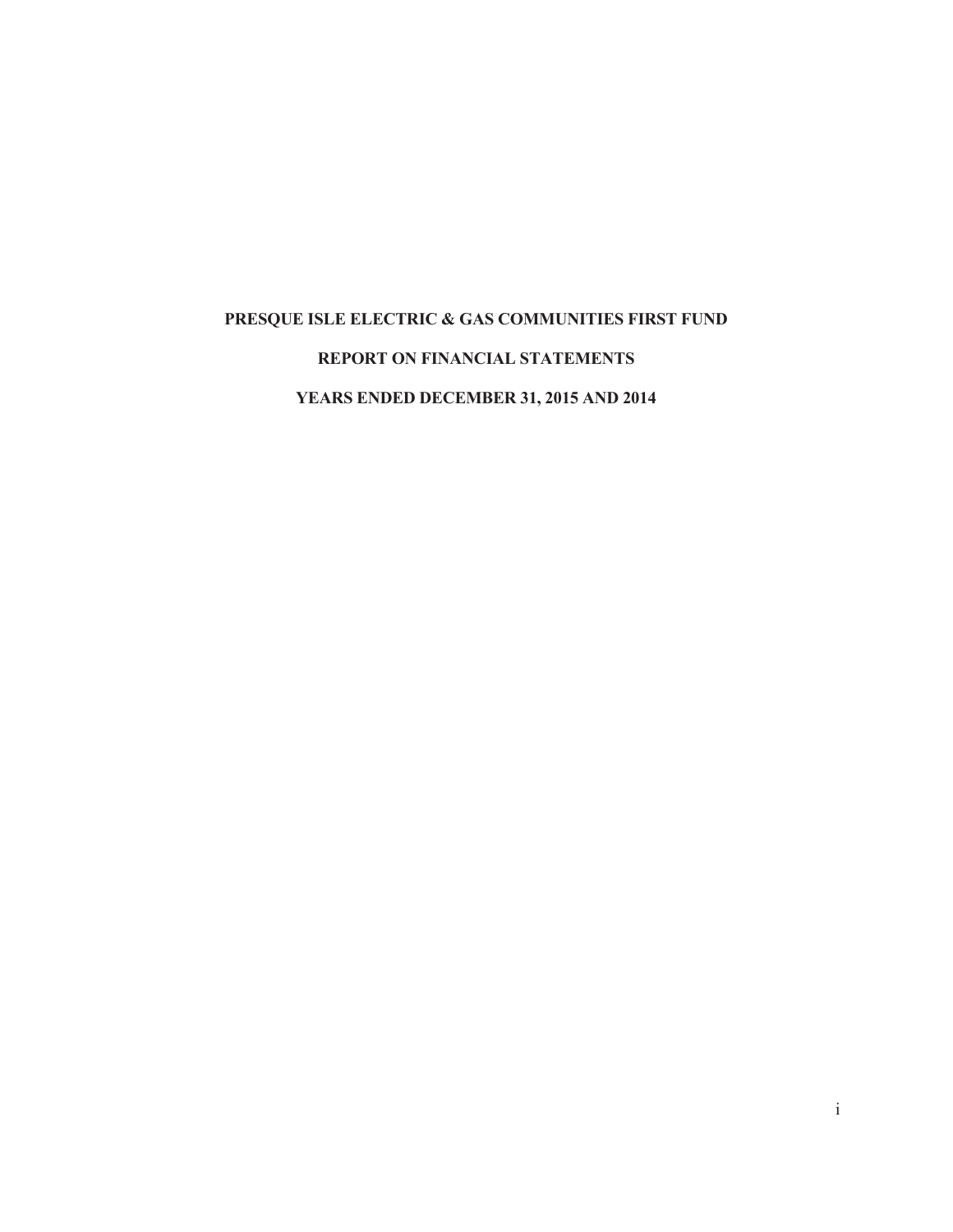# PRESQUE ISLE ELECTRIC & GAS COMMUNITIES FIRST FUND

## REPORT ON FINANCIAL STATEMENTS

## YEARS ENDED DECEMBER 31, 2015 AND 2014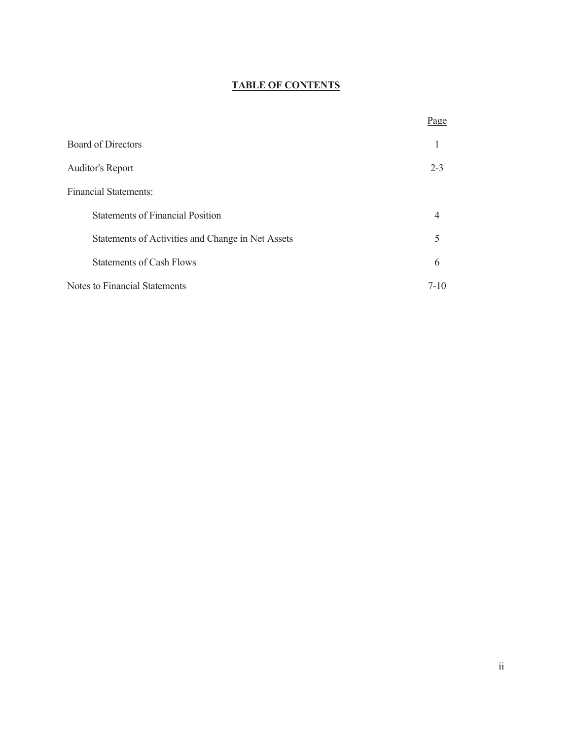# TABLE OF CONTENTS

| | Page |
|---|---|
| Board of Directors | 1 |
| Auditor's Report | 2-3 |
| Financial Statements: | |
| Statements of Financial Position | 4 |
| Statements of Activities and Change in Net Assets | 5 |
| Statements of Cash Flows | 6 |
| Notes to Financial Statements | 7-10 |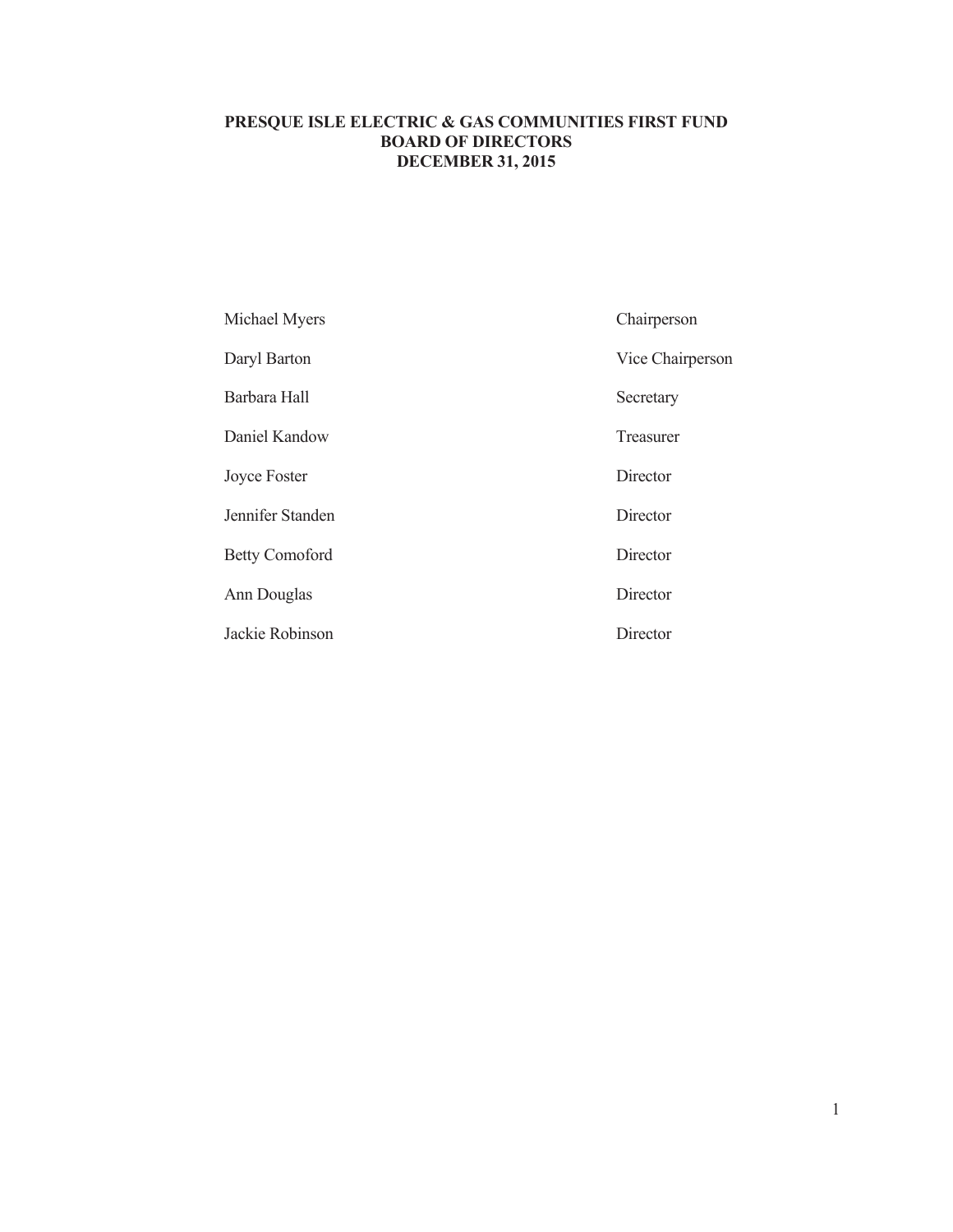**PRESQUE ISLE ELECTRIC & GAS COMMUNITIES FIRST FUND**
**BOARD OF DIRECTORS**
**DECEMBER 31, 2015**

| | |
|---|---|
| Michael Myers | Chairperson |
| Daryl Barton | Vice Chairperson |
| Barbara Hall | Secretary |
| Daniel Kandow | Treasurer |
| Joyce Foster | Director |
| Jennifer Standen | Director |
| Betty Comoford | Director |
| Ann Douglas | Director |
| Jackie Robinson | Director |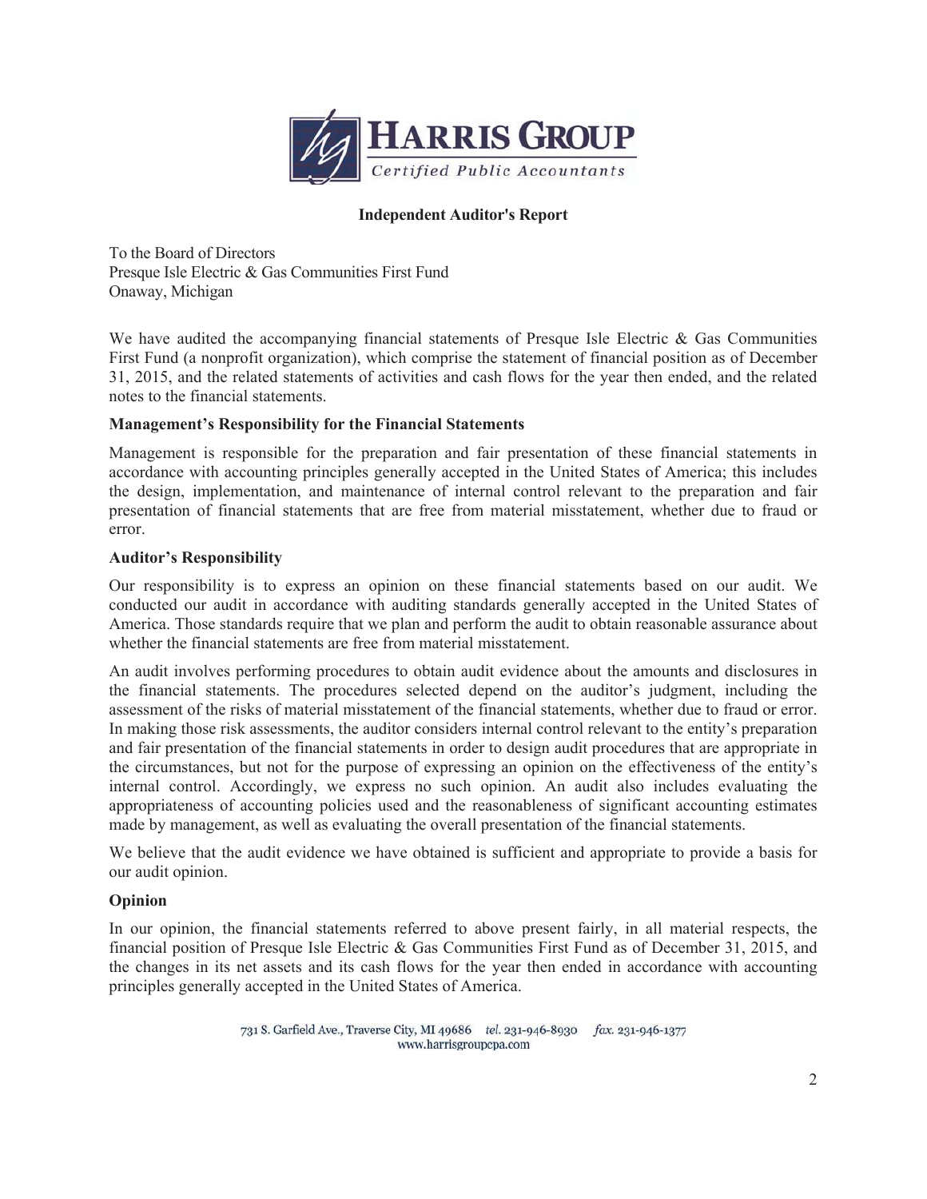**HARRIS GROUP**
*Certified Public Accountants*

## Independent Auditor's Report

To the Board of Directors
Presque Isle Electric & Gas Communities First Fund
Onaway, Michigan

We have audited the accompanying financial statements of Presque Isle Electric & Gas Communities First Fund (a nonprofit organization), which comprise the statement of financial position as of December 31, 2015, and the related statements of activities and cash flows for the year then ended, and the related notes to the financial statements.

### Management's Responsibility for the Financial Statements

Management is responsible for the preparation and fair presentation of these financial statements in accordance with accounting principles generally accepted in the United States of America; this includes the design, implementation, and maintenance of internal control relevant to the preparation and fair presentation of financial statements that are free from material misstatement, whether due to fraud or error.

### Auditor's Responsibility

Our responsibility is to express an opinion on these financial statements based on our audit. We conducted our audit in accordance with auditing standards generally accepted in the United States of America. Those standards require that we plan and perform the audit to obtain reasonable assurance about whether the financial statements are free from material misstatement.

An audit involves performing procedures to obtain audit evidence about the amounts and disclosures in the financial statements. The procedures selected depend on the auditor's judgment, including the assessment of the risks of material misstatement of the financial statements, whether due to fraud or error. In making those risk assessments, the auditor considers internal control relevant to the entity's preparation and fair presentation of the financial statements in order to design audit procedures that are appropriate in the circumstances, but not for the purpose of expressing an opinion on the effectiveness of the entity's internal control. Accordingly, we express no such opinion. An audit also includes evaluating the appropriateness of accounting policies used and the reasonableness of significant accounting estimates made by management, as well as evaluating the overall presentation of the financial statements.

We believe that the audit evidence we have obtained is sufficient and appropriate to provide a basis for our audit opinion.

### Opinion

In our opinion, the financial statements referred to above present fairly, in all material respects, the financial position of Presque Isle Electric & Gas Communities First Fund as of December 31, 2015, and the changes in its net assets and its cash flows for the year then ended in accordance with accounting principles generally accepted in the United States of America.

731 S. Garfield Ave., Traverse City, MI 49686 *tel.* 231-946-8930 *fax.* 231-946-1377
www.harrisgroupcpa.com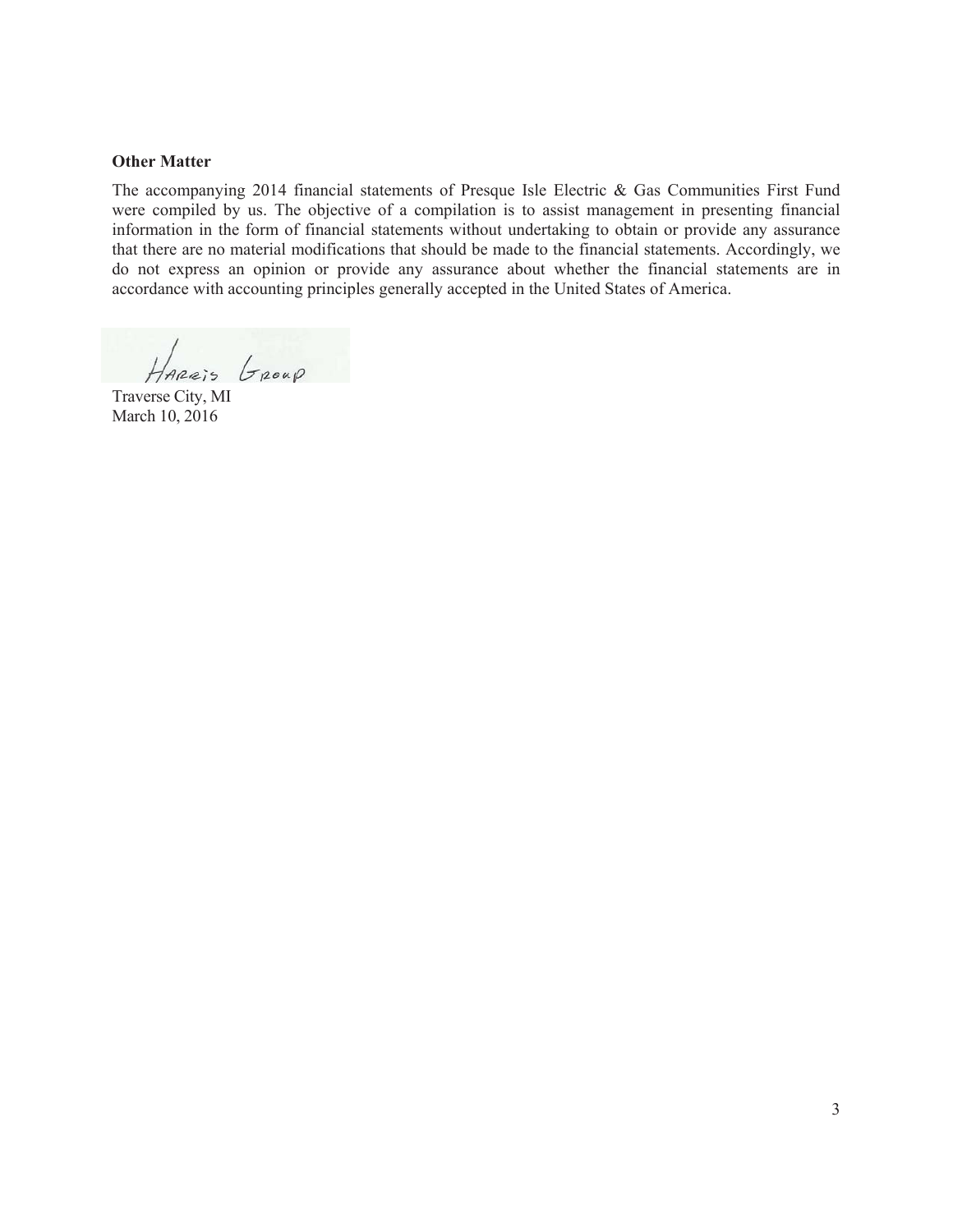**Other Matter**

The accompanying 2014 financial statements of Presque Isle Electric & Gas Communities First Fund were compiled by us. The objective of a compilation is to assist management in presenting financial information in the form of financial statements without undertaking to obtain or provide any assurance that there are no material modifications that should be made to the financial statements. Accordingly, we do not express an opinion or provide any assurance about whether the financial statements are in accordance with accounting principles generally accepted in the United States of America.

Harris Group

Traverse City, MI
March 10, 2016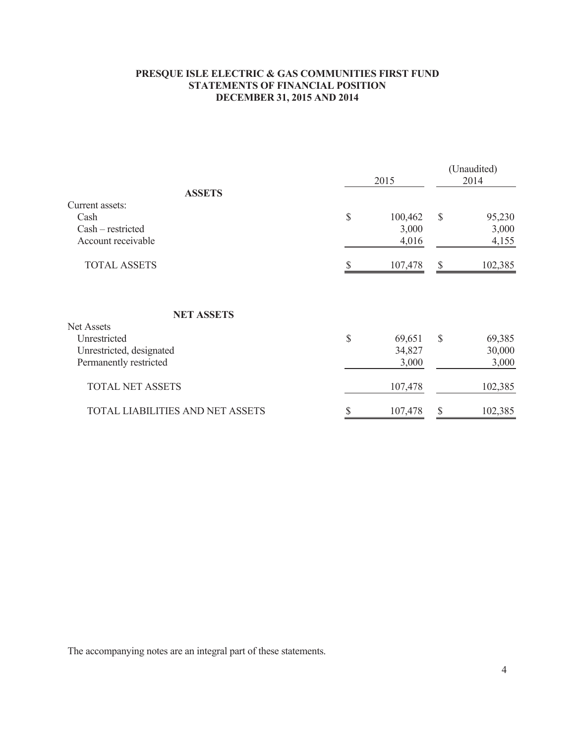**PRESQUE ISLE ELECTRIC & GAS COMMUNITIES FIRST FUND**
**STATEMENTS OF FINANCIAL POSITION**
**DECEMBER 31, 2015 AND 2014**

| | 2015 | (Unaudited) 2014 |
|---|---|---|
| **ASSETS** | | |
| Current assets: | | |
| Cash | $ 100,462 | $ 95,230 |
| Cash – restricted | 3,000 | 3,000 |
| Account receivable | 4,016 | 4,155 |
| TOTAL ASSETS | $ 107,478 | $ 102,385 |
| **NET ASSETS** | | |
| Net Assets | | |
| Unrestricted | $ 69,651 | $ 69,385 |
| Unrestricted, designated | 34,827 | 30,000 |
| Permanently restricted | 3,000 | 3,000 |
| TOTAL NET ASSETS | 107,478 | 102,385 |
| TOTAL LIABILITIES AND NET ASSETS | $ 107,478 | $ 102,385 |

The accompanying notes are an integral part of these statements.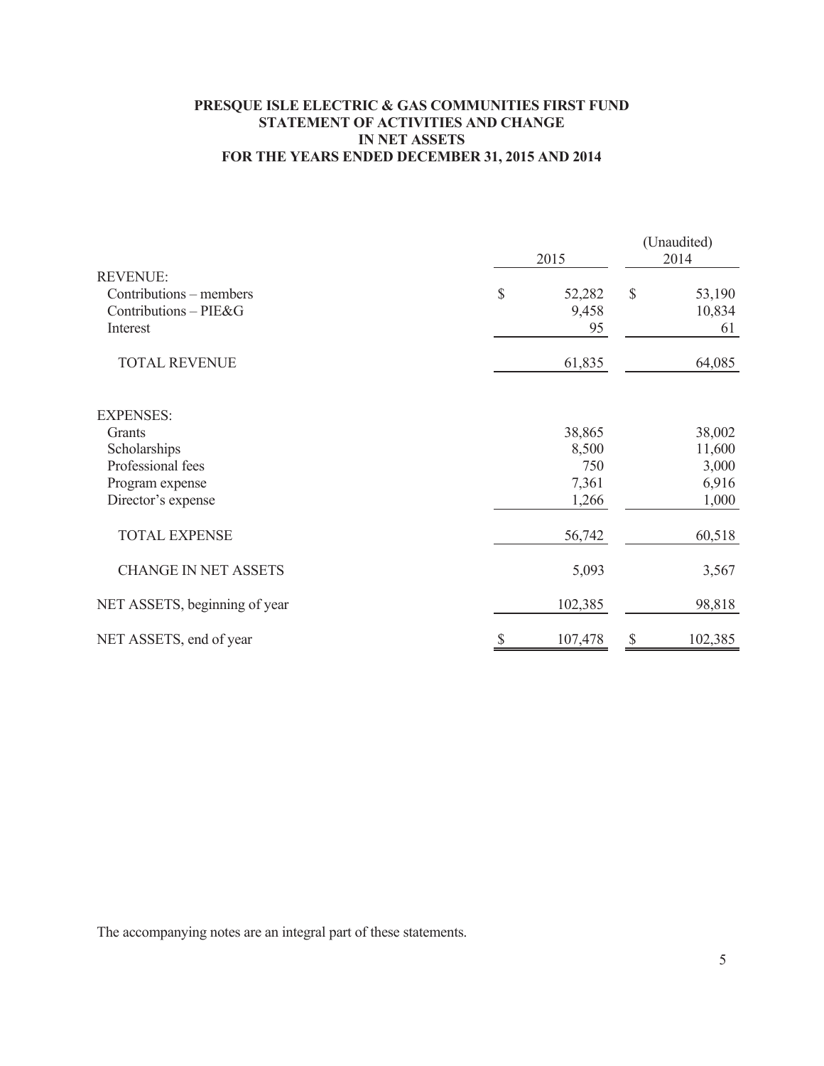**PRESQUE ISLE ELECTRIC & GAS COMMUNITIES FIRST FUND**
**STATEMENT OF ACTIVITIES AND CHANGE**
**IN NET ASSETS**
**FOR THE YEARS ENDED DECEMBER 31, 2015 AND 2014**

| | 2015 | (Unaudited) 2014 |
|---|---|---|
| REVENUE: | | |
| Contributions – members | $ 52,282 | $ 53,190 |
| Contributions – PIE&G | 9,458 | 10,834 |
| Interest | 95 | 61 |
| TOTAL REVENUE | 61,835 | 64,085 |
| EXPENSES: | | |
| Grants | 38,865 | 38,002 |
| Scholarships | 8,500 | 11,600 |
| Professional fees | 750 | 3,000 |
| Program expense | 7,361 | 6,916 |
| Director's expense | 1,266 | 1,000 |
| TOTAL EXPENSE | 56,742 | 60,518 |
| CHANGE IN NET ASSETS | 5,093 | 3,567 |
| NET ASSETS, beginning of year | 102,385 | 98,818 |
| NET ASSETS, end of year | $ 107,478 | $ 102,385 |

The accompanying notes are an integral part of these statements.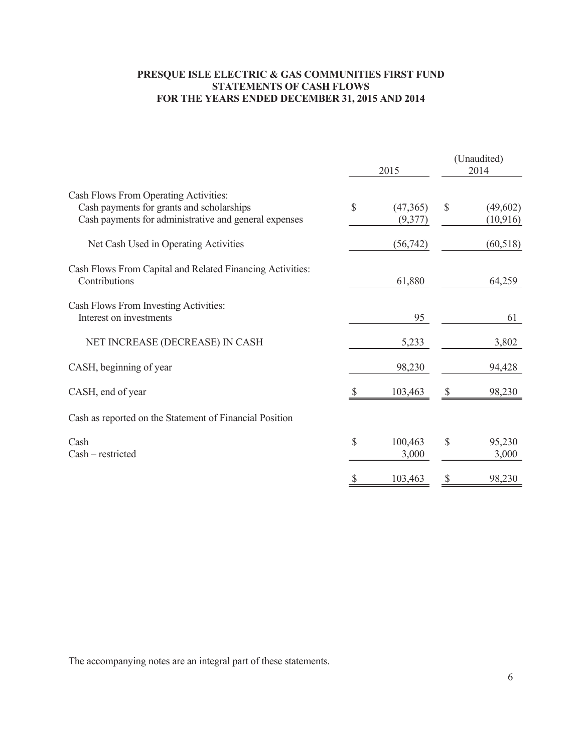**PRESQUE ISLE ELECTRIC & GAS COMMUNITIES FIRST FUND**
**STATEMENTS OF CASH FLOWS**
**FOR THE YEARS ENDED DECEMBER 31, 2015 AND 2014**

| | 2015 | (Unaudited) 2014 |
|---|---|---|
| Cash Flows From Operating Activities: | | |
| Cash payments for grants and scholarships | $ (47,365) | $ (49,602) |
| Cash payments for administrative and general expenses | (9,377) | (10,916) |
| Net Cash Used in Operating Activities | (56,742) | (60,518) |
| Cash Flows From Capital and Related Financing Activities: | | |
| Contributions | 61,880 | 64,259 |
| Cash Flows From Investing Activities: | | |
| Interest on investments | 95 | 61 |
| NET INCREASE (DECREASE) IN CASH | 5,233 | 3,802 |
| CASH, beginning of year | 98,230 | 94,428 |
| CASH, end of year | $ 103,463 | $ 98,230 |
| Cash as reported on the Statement of Financial Position | | |
| Cash | $ 100,463 | $ 95,230 |
| Cash – restricted | 3,000 | 3,000 |
| | $ 103,463 | $ 98,230 |

The accompanying notes are an integral part of these statements.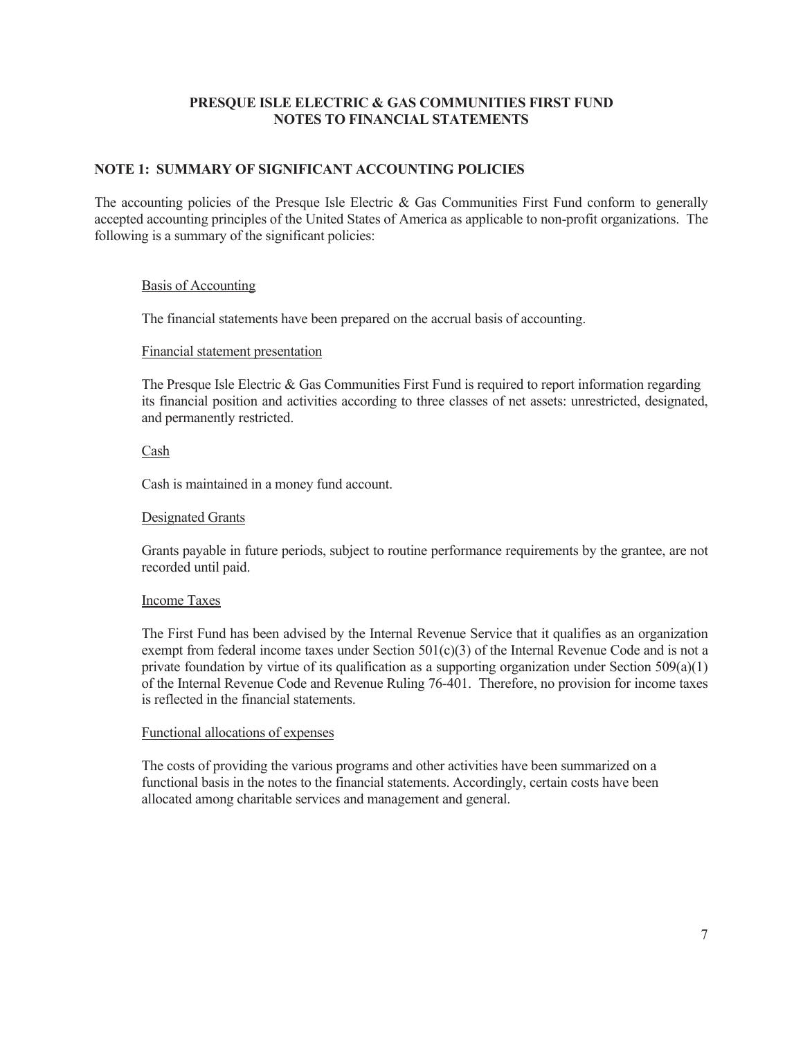# PRESQUE ISLE ELECTRIC & GAS COMMUNITIES FIRST FUND
# NOTES TO FINANCIAL STATEMENTS

## NOTE 1: SUMMARY OF SIGNIFICANT ACCOUNTING POLICIES

The accounting policies of the Presque Isle Electric & Gas Communities First Fund conform to generally accepted accounting principles of the United States of America as applicable to non-profit organizations. The following is a summary of the significant policies:

### Basis of Accounting

The financial statements have been prepared on the accrual basis of accounting.

### Financial statement presentation

The Presque Isle Electric & Gas Communities First Fund is required to report information regarding its financial position and activities according to three classes of net assets: unrestricted, designated, and permanently restricted.

### Cash

Cash is maintained in a money fund account.

### Designated Grants

Grants payable in future periods, subject to routine performance requirements by the grantee, are not recorded until paid.

### Income Taxes

The First Fund has been advised by the Internal Revenue Service that it qualifies as an organization exempt from federal income taxes under Section 501(c)(3) of the Internal Revenue Code and is not a private foundation by virtue of its qualification as a supporting organization under Section 509(a)(1) of the Internal Revenue Code and Revenue Ruling 76-401. Therefore, no provision for income taxes is reflected in the financial statements.

### Functional allocations of expenses

The costs of providing the various programs and other activities have been summarized on a functional basis in the notes to the financial statements. Accordingly, certain costs have been allocated among charitable services and management and general.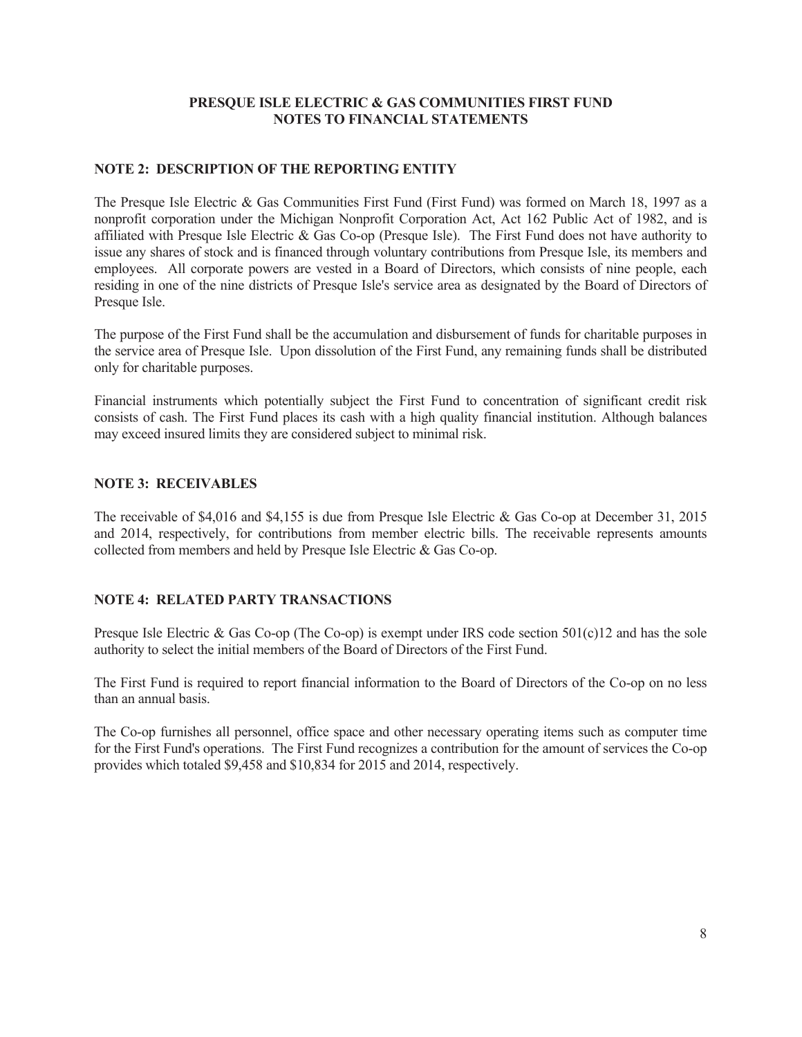# PRESQUE ISLE ELECTRIC & GAS COMMUNITIES FIRST FUND
# NOTES TO FINANCIAL STATEMENTS

## NOTE 2: DESCRIPTION OF THE REPORTING ENTITY

The Presque Isle Electric & Gas Communities First Fund (First Fund) was formed on March 18, 1997 as a nonprofit corporation under the Michigan Nonprofit Corporation Act, Act 162 Public Act of 1982, and is affiliated with Presque Isle Electric & Gas Co-op (Presque Isle). The First Fund does not have authority to issue any shares of stock and is financed through voluntary contributions from Presque Isle, its members and employees. All corporate powers are vested in a Board of Directors, which consists of nine people, each residing in one of the nine districts of Presque Isle's service area as designated by the Board of Directors of Presque Isle.

The purpose of the First Fund shall be the accumulation and disbursement of funds for charitable purposes in the service area of Presque Isle. Upon dissolution of the First Fund, any remaining funds shall be distributed only for charitable purposes.

Financial instruments which potentially subject the First Fund to concentration of significant credit risk consists of cash. The First Fund places its cash with a high quality financial institution. Although balances may exceed insured limits they are considered subject to minimal risk.

## NOTE 3: RECEIVABLES

The receivable of $4,016 and $4,155 is due from Presque Isle Electric & Gas Co-op at December 31, 2015 and 2014, respectively, for contributions from member electric bills. The receivable represents amounts collected from members and held by Presque Isle Electric & Gas Co-op.

## NOTE 4: RELATED PARTY TRANSACTIONS

Presque Isle Electric & Gas Co-op (The Co-op) is exempt under IRS code section 501(c)12 and has the sole authority to select the initial members of the Board of Directors of the First Fund.

The First Fund is required to report financial information to the Board of Directors of the Co-op on no less than an annual basis.

The Co-op furnishes all personnel, office space and other necessary operating items such as computer time for the First Fund's operations. The First Fund recognizes a contribution for the amount of services the Co-op provides which totaled $9,458 and $10,834 for 2015 and 2014, respectively.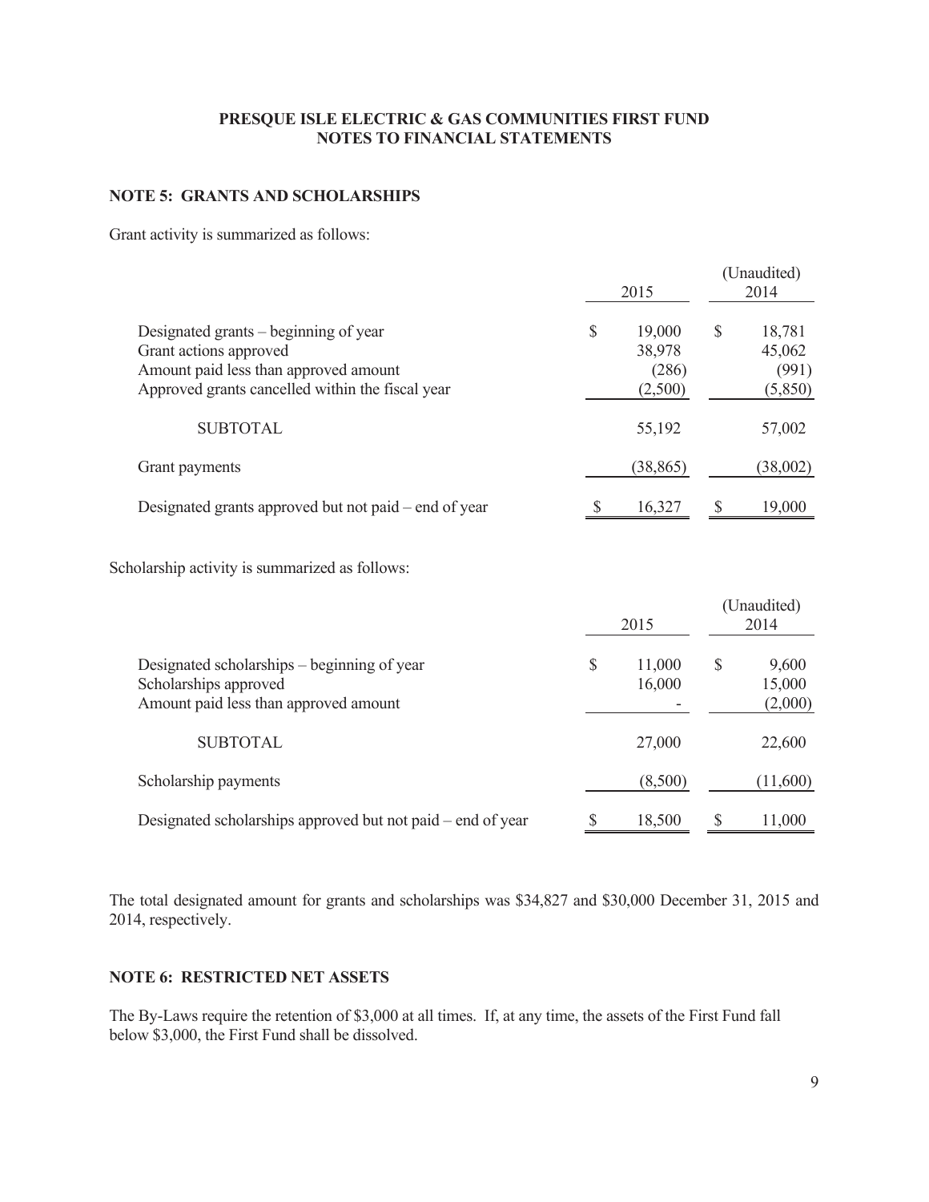**PRESQUE ISLE ELECTRIC & GAS COMMUNITIES FIRST FUND**
**NOTES TO FINANCIAL STATEMENTS**

## NOTE 5: GRANTS AND SCHOLARSHIPS

Grant activity is summarized as follows:

| | 2015 | (Unaudited) 2014 |
|---|---|---|
| Designated grants – beginning of year | $ 19,000 | $ 18,781 |
| Grant actions approved | 38,978 | 45,062 |
| Amount paid less than approved amount | (286) | (991) |
| Approved grants cancelled within the fiscal year | (2,500) | (5,850) |
| SUBTOTAL | 55,192 | 57,002 |
| Grant payments | (38,865) | (38,002) |
| Designated grants approved but not paid – end of year | $ 16,327 | $ 19,000 |

Scholarship activity is summarized as follows:

| | 2015 | (Unaudited) 2014 |
|---|---|---|
| Designated scholarships – beginning of year | $ 11,000 | $ 9,600 |
| Scholarships approved | 16,000 | 15,000 |
| Amount paid less than approved amount | - | (2,000) |
| SUBTOTAL | 27,000 | 22,600 |
| Scholarship payments | (8,500) | (11,600) |
| Designated scholarships approved but not paid – end of year | $ 18,500 | $ 11,000 |

The total designated amount for grants and scholarships was $34,827 and $30,000 December 31, 2015 and 2014, respectively.

## NOTE 6: RESTRICTED NET ASSETS

The By-Laws require the retention of $3,000 at all times. If, at any time, the assets of the First Fund fall below $3,000, the First Fund shall be dissolved.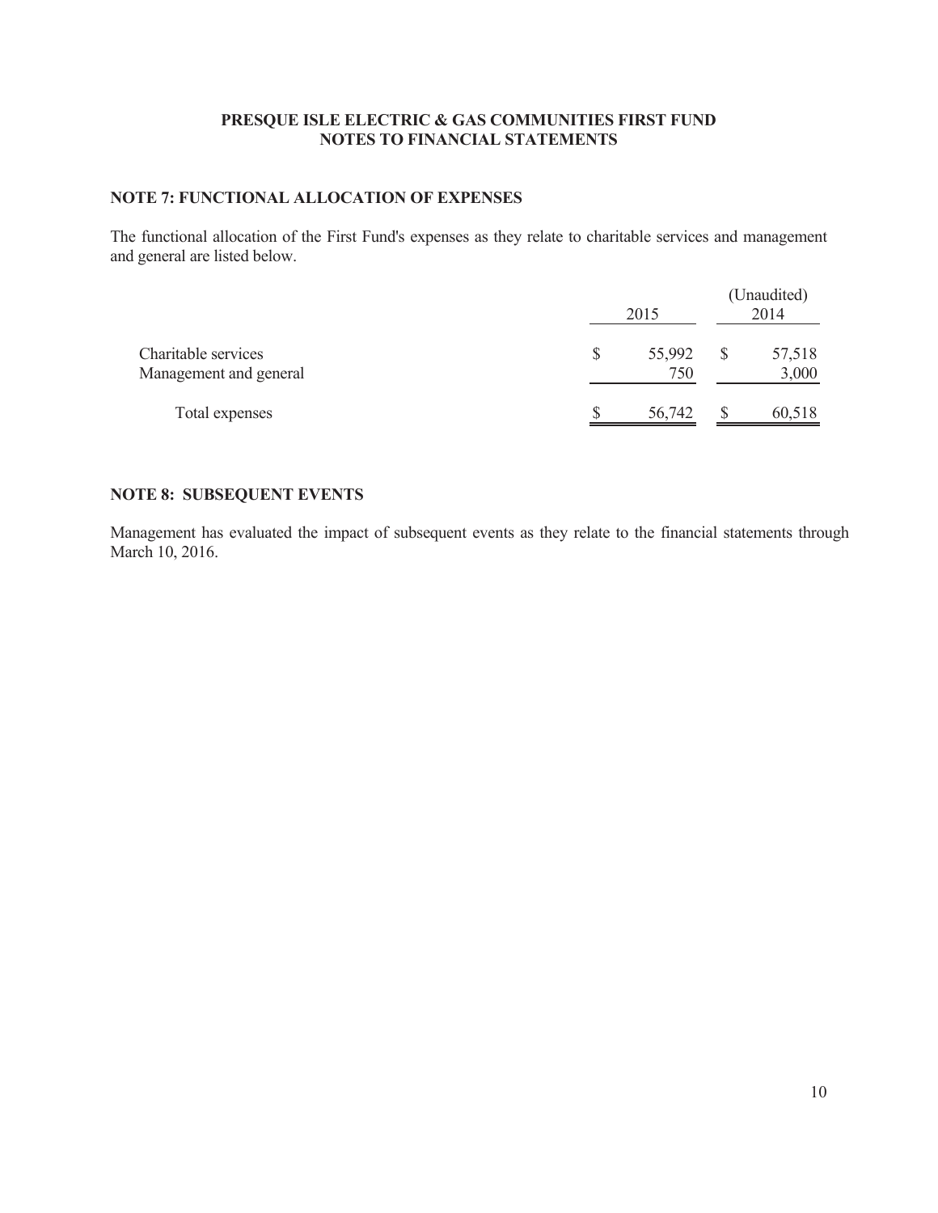**PRESQUE ISLE ELECTRIC & GAS COMMUNITIES FIRST FUND**
**NOTES TO FINANCIAL STATEMENTS**

## NOTE 7: FUNCTIONAL ALLOCATION OF EXPENSES

The functional allocation of the First Fund's expenses as they relate to charitable services and management and general are listed below.

| | 2015 | (Unaudited) 2014 |
|---|---|---|
| Charitable services | $ 55,992 | $ 57,518 |
| Management and general | 750 | 3,000 |
| Total expenses | $ 56,742 | $ 60,518 |

## NOTE 8: SUBSEQUENT EVENTS

Management has evaluated the impact of subsequent events as they relate to the financial statements through March 10, 2016.